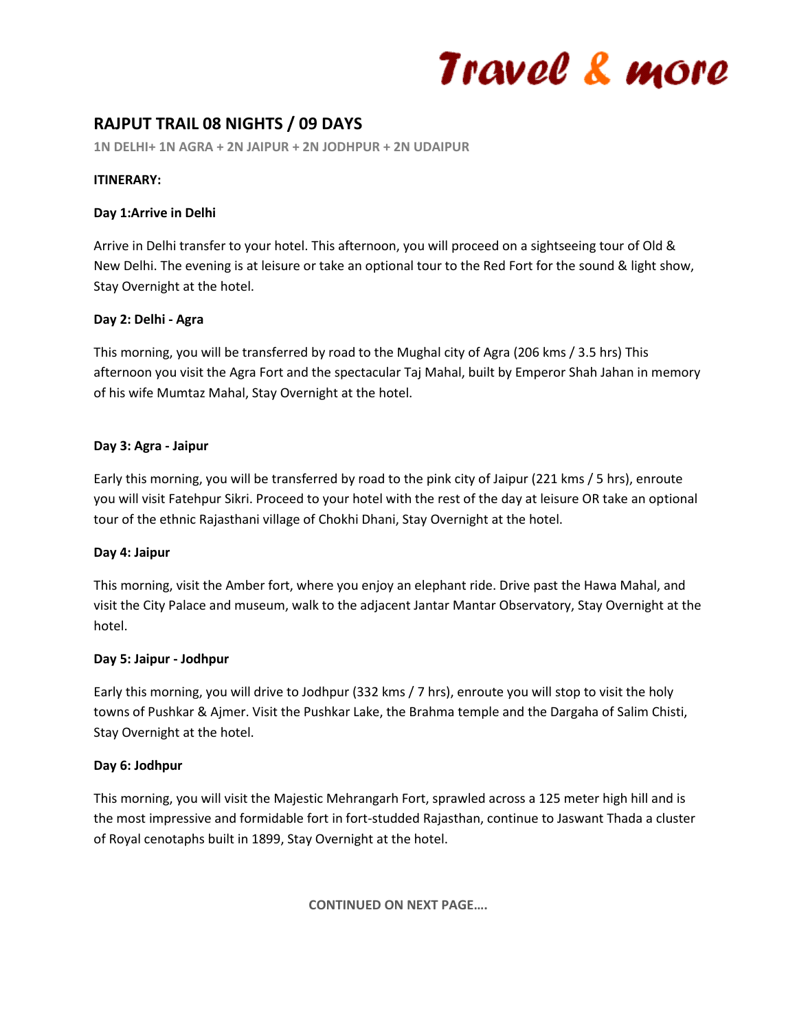Travel & more

# RAJPUT TRAIL 08 NIGHTS / 09 DAYS

**1N DELHI+ 1N AGRA + 2N JAIPUR + 2N JODHPUR + 2N UDAIPUR**

**ITINERARY:**

**Day 1:Arrive in Delhi**

Arrive in Delhi transfer to your hotel. This afternoon, you will proceed on a sightseeing tour of Old & New Delhi. The evening is at leisure or take an optional tour to the Red Fort for the sound & light show, Stay Overnight at the hotel.

**Day 2: Delhi - Agra**

This morning, you will be transferred by road to the Mughal city of Agra (206 kms / 3.5 hrs) This afternoon you visit the Agra Fort and the spectacular Taj Mahal, built by Emperor Shah Jahan in memory of his wife Mumtaz Mahal, Stay Overnight at the hotel.

**Day 3: Agra - Jaipur**

Early this morning, you will be transferred by road to the pink city of Jaipur (221 kms / 5 hrs), enroute you will visit Fatehpur Sikri. Proceed to your hotel with the rest of the day at leisure OR take an optional tour of the ethnic Rajasthani village of Chokhi Dhani, Stay Overnight at the hotel.

**Day 4: Jaipur**

This morning, visit the Amber fort, where you enjoy an elephant ride. Drive past the Hawa Mahal, and visit the City Palace and museum, walk to the adjacent Jantar Mantar Observatory, Stay Overnight at the hotel.

**Day 5: Jaipur - Jodhpur**

Early this morning, you will drive to Jodhpur (332 kms / 7 hrs), enroute you will stop to visit the holy towns of Pushkar & Ajmer. Visit the Pushkar Lake, the Brahma temple and the Dargaha of Salim Chisti, Stay Overnight at the hotel.

**Day 6: Jodhpur**

This morning, you will visit the Majestic Mehrangarh Fort, sprawled across a 125 meter high hill and is the most impressive and formidable fort in fort-studded Rajasthan, continue to Jaswant Thada a cluster of Royal cenotaphs built in 1899, Stay Overnight at the hotel.

**CONTINUED ON NEXT PAGE….**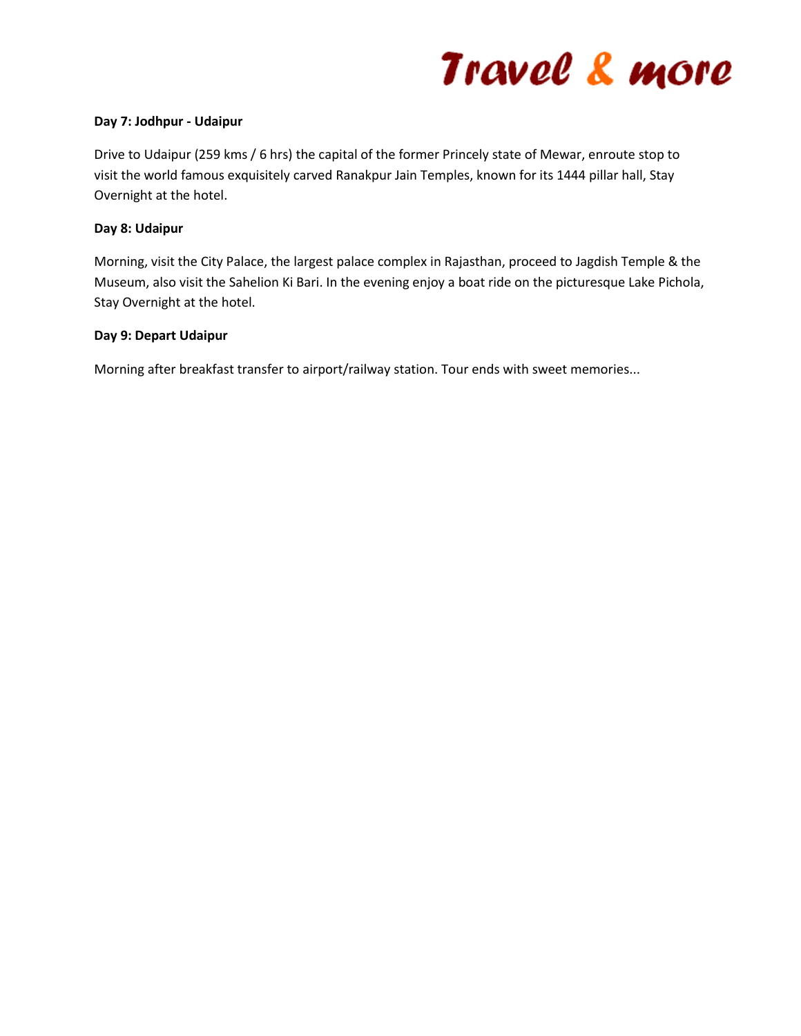**Day 7: Jodhpur - Udaipur**

Drive to Udaipur (259 kms / 6 hrs) the capital of the former Princely state of Mewar, enroute stop to visit the world famous exquisitely carved Ranakpur Jain Temples, known for its 1444 pillar hall, Stay Overnight at the hotel.

**Day 8: Udaipur**

Morning, visit the City Palace, the largest palace complex in Rajasthan, proceed to Jagdish Temple & the Museum, also visit the Sahelion Ki Bari. In the evening enjoy a boat ride on the picturesque Lake Pichola, Stay Overnight at the hotel.

**Day 9: Depart Udaipur**

Morning after breakfast transfer to airport/railway station. Tour ends with sweet memories...